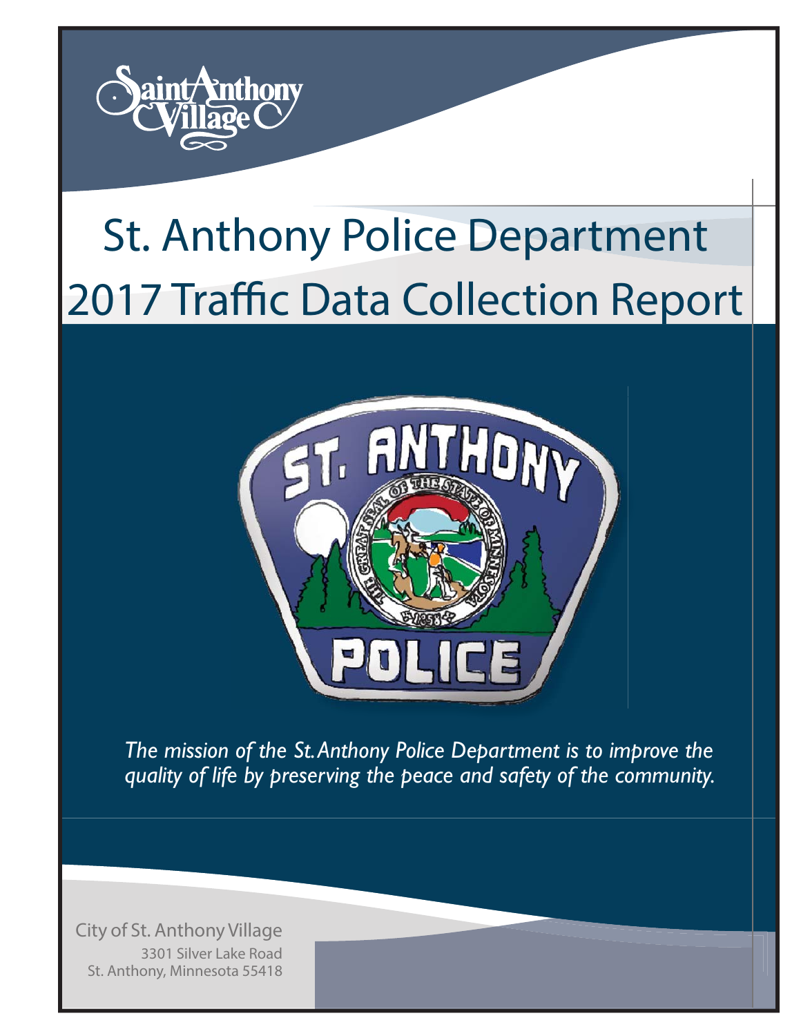# St. Anthony Police Department

# 2017 Traffic Data Collection Report

*The mission of the St. Anthony Police Department is to improve the quality of life by preserving the peace and safety of the community.*

City of St. Anthony Village
3301 Silver Lake Road
St. Anthony, Minnesota 55418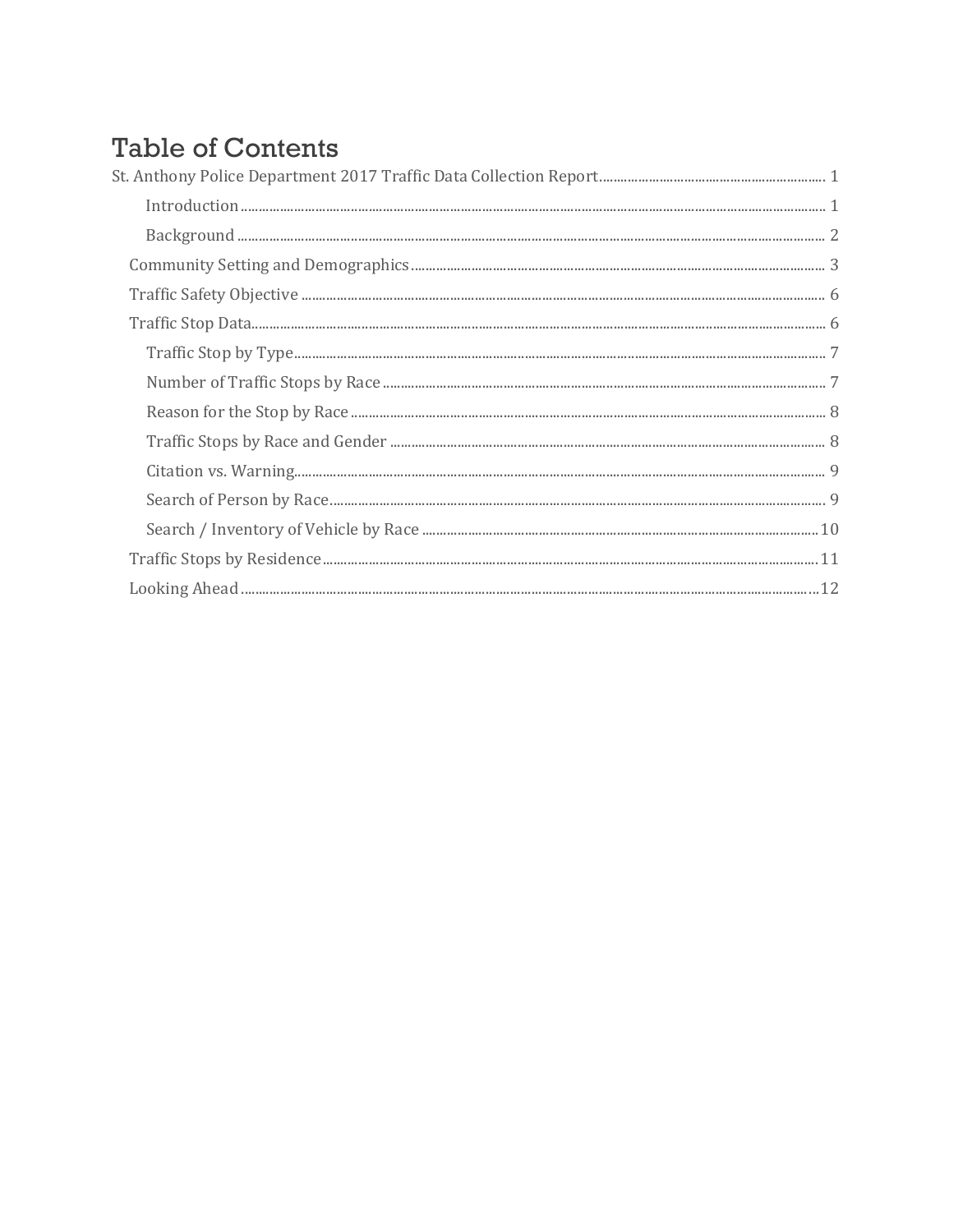# Table of Contents

St. Anthony Police Department 2017 Traffic Data Collection Report ........ 1

- Introduction ........ 1
- Background ........ 2

Community Setting and Demographics ........ 3

Traffic Safety Objective ........ 6

Traffic Stop Data ........ 6

- Traffic Stop by Type ........ 7
- Number of Traffic Stops by Race ........ 7
- Reason for the Stop by Race ........ 8
- Traffic Stops by Race and Gender ........ 8
- Citation vs. Warning ........ 9
- Search of Person by Race ........ 9
- Search / Inventory of Vehicle by Race ........ 10

Traffic Stops by Residence ........ 11

Looking Ahead ........ 12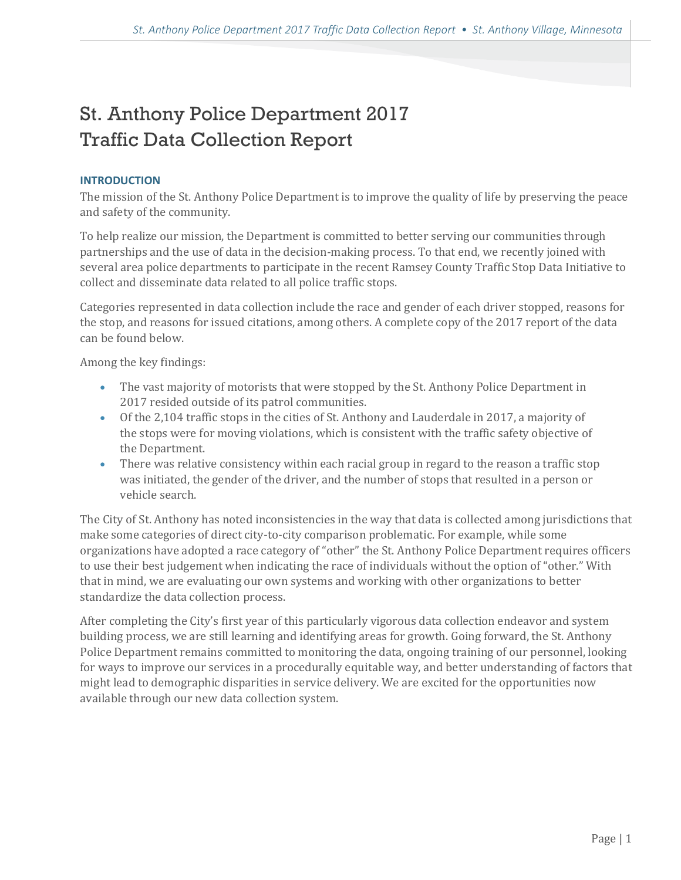# St. Anthony Police Department 2017 Traffic Data Collection Report

### INTRODUCTION

The mission of the St. Anthony Police Department is to improve the quality of life by preserving the peace and safety of the community.

To help realize our mission, the Department is committed to better serving our communities through partnerships and the use of data in the decision-making process. To that end, we recently joined with several area police departments to participate in the recent Ramsey County Traffic Stop Data Initiative to collect and disseminate data related to all police traffic stops.

Categories represented in data collection include the race and gender of each driver stopped, reasons for the stop, and reasons for issued citations, among others. A complete copy of the 2017 report of the data can be found below.

Among the key findings:

- The vast majority of motorists that were stopped by the St. Anthony Police Department in 2017 resided outside of its patrol communities.
- Of the 2,104 traffic stops in the cities of St. Anthony and Lauderdale in 2017, a majority of the stops were for moving violations, which is consistent with the traffic safety objective of the Department.
- There was relative consistency within each racial group in regard to the reason a traffic stop was initiated, the gender of the driver, and the number of stops that resulted in a person or vehicle search.

The City of St. Anthony has noted inconsistencies in the way that data is collected among jurisdictions that make some categories of direct city-to-city comparison problematic. For example, while some organizations have adopted a race category of "other" the St. Anthony Police Department requires officers to use their best judgement when indicating the race of individuals without the option of "other." With that in mind, we are evaluating our own systems and working with other organizations to better standardize the data collection process.

After completing the City's first year of this particularly vigorous data collection endeavor and system building process, we are still learning and identifying areas for growth. Going forward, the St. Anthony Police Department remains committed to monitoring the data, ongoing training of our personnel, looking for ways to improve our services in a procedurally equitable way, and better understanding of factors that might lead to demographic disparities in service delivery. We are excited for the opportunities now available through our new data collection system.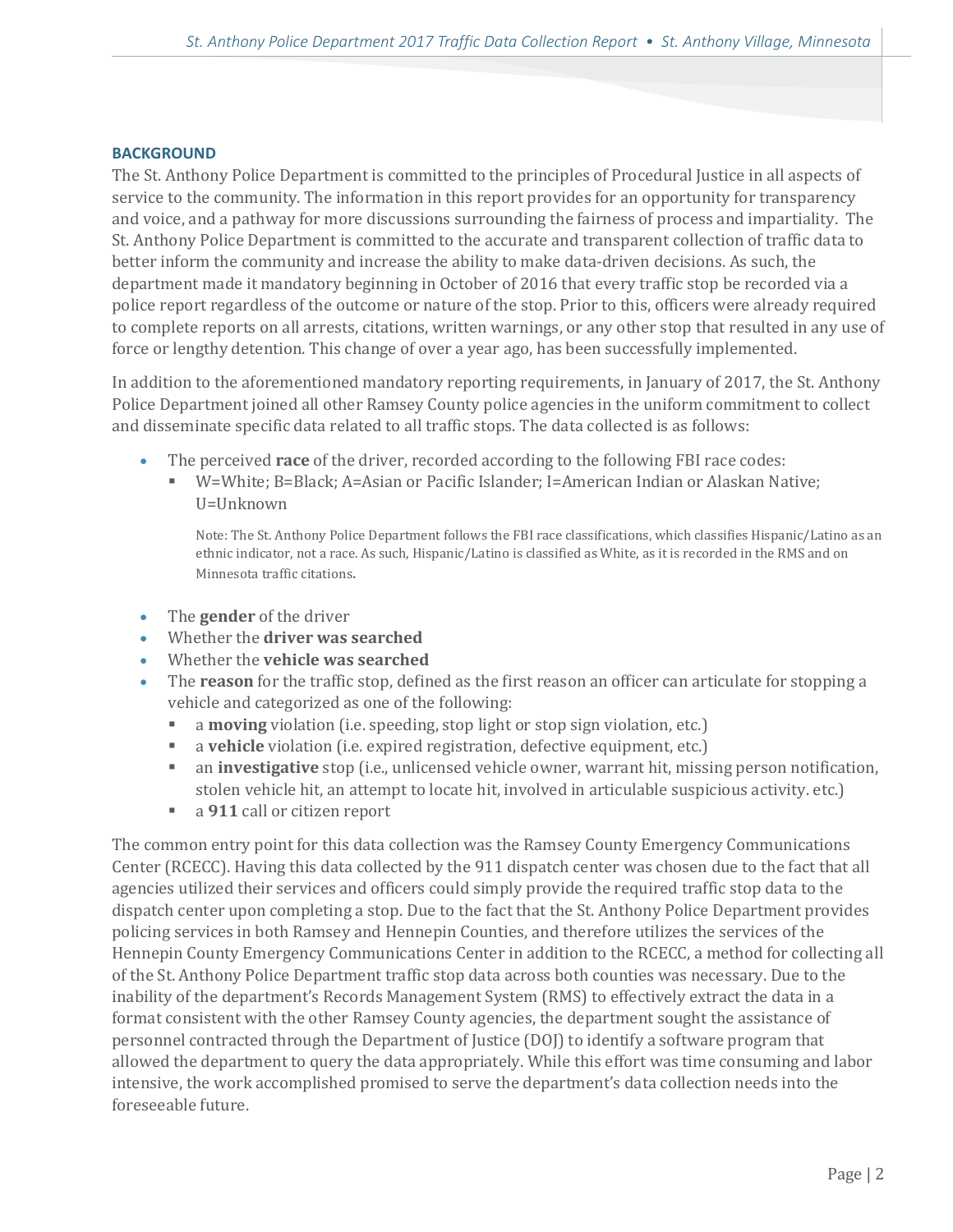## BACKGROUND

The St. Anthony Police Department is committed to the principles of Procedural Justice in all aspects of service to the community. The information in this report provides for an opportunity for transparency and voice, and a pathway for more discussions surrounding the fairness of process and impartiality. The St. Anthony Police Department is committed to the accurate and transparent collection of traffic data to better inform the community and increase the ability to make data-driven decisions. As such, the department made it mandatory beginning in October of 2016 that every traffic stop be recorded via a police report regardless of the outcome or nature of the stop. Prior to this, officers were already required to complete reports on all arrests, citations, written warnings, or any other stop that resulted in any use of force or lengthy detention. This change of over a year ago, has been successfully implemented.

In addition to the aforementioned mandatory reporting requirements, in January of 2017, the St. Anthony Police Department joined all other Ramsey County police agencies in the uniform commitment to collect and disseminate specific data related to all traffic stops. The data collected is as follows:

- The perceived **race** of the driver, recorded according to the following FBI race codes:
  - W=White; B=Black; A=Asian or Pacific Islander; I=American Indian or Alaskan Native; U=Unknown

    Note: The St. Anthony Police Department follows the FBI race classifications, which classifies Hispanic/Latino as an ethnic indicator, not a race. As such, Hispanic/Latino is classified as White, as it is recorded in the RMS and on Minnesota traffic citations.

- The **gender** of the driver
- Whether the **driver was searched**
- Whether the **vehicle was searched**
- The **reason** for the traffic stop, defined as the first reason an officer can articulate for stopping a vehicle and categorized as one of the following:
  - a **moving** violation (i.e. speeding, stop light or stop sign violation, etc.)
  - a **vehicle** violation (i.e. expired registration, defective equipment, etc.)
  - an **investigative** stop (i.e., unlicensed vehicle owner, warrant hit, missing person notification, stolen vehicle hit, an attempt to locate hit, involved in articulable suspicious activity. etc.)
  - a **911** call or citizen report

The common entry point for this data collection was the Ramsey County Emergency Communications Center (RCECC). Having this data collected by the 911 dispatch center was chosen due to the fact that all agencies utilized their services and officers could simply provide the required traffic stop data to the dispatch center upon completing a stop. Due to the fact that the St. Anthony Police Department provides policing services in both Ramsey and Hennepin Counties, and therefore utilizes the services of the Hennepin County Emergency Communications Center in addition to the RCECC, a method for collecting all of the St. Anthony Police Department traffic stop data across both counties was necessary. Due to the inability of the department's Records Management System (RMS) to effectively extract the data in a format consistent with the other Ramsey County agencies, the department sought the assistance of personnel contracted through the Department of Justice (DOJ) to identify a software program that allowed the department to query the data appropriately. While this effort was time consuming and labor intensive, the work accomplished promised to serve the department's data collection needs into the foreseeable future.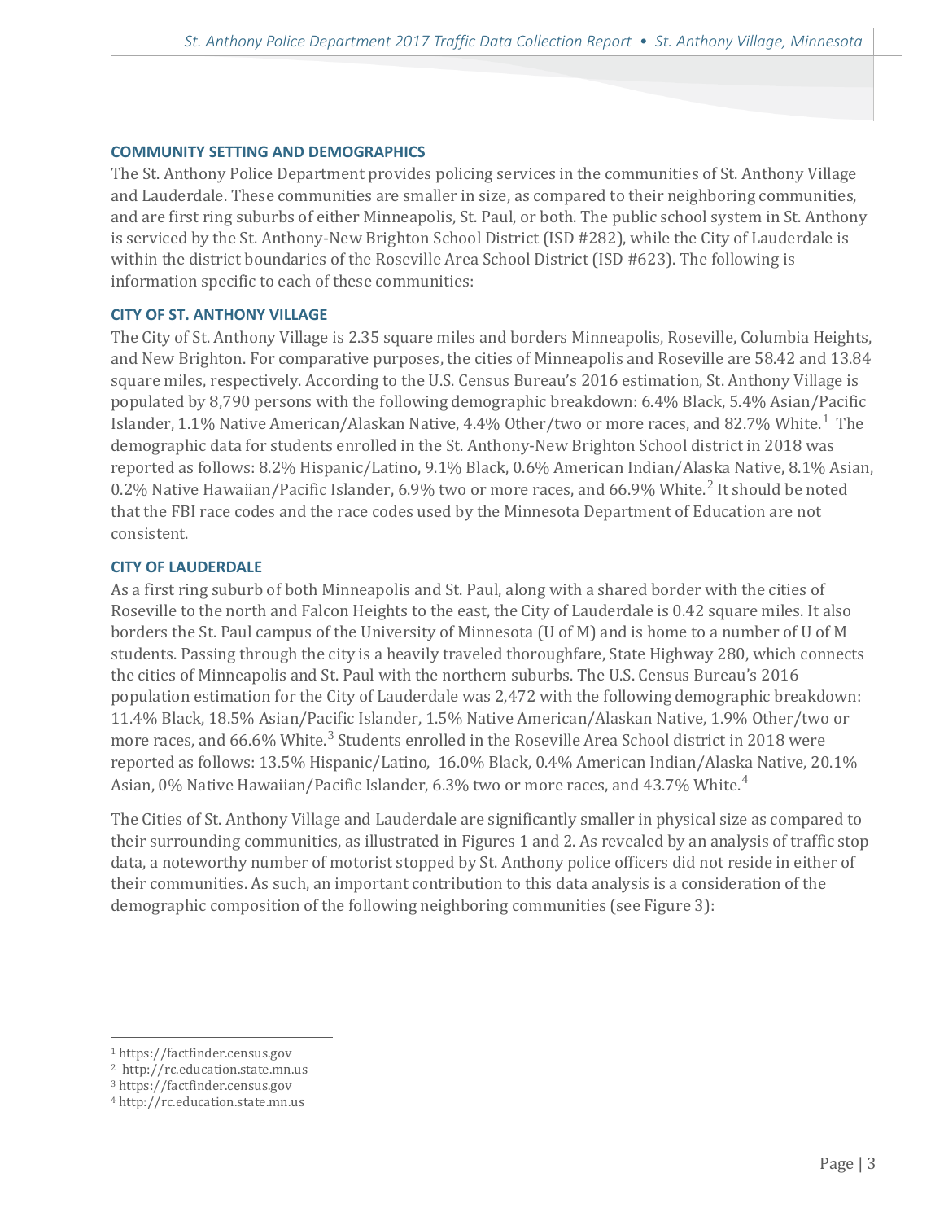### COMMUNITY SETTING AND DEMOGRAPHICS

The St. Anthony Police Department provides policing services in the communities of St. Anthony Village and Lauderdale. These communities are smaller in size, as compared to their neighboring communities, and are first ring suburbs of either Minneapolis, St. Paul, or both. The public school system in St. Anthony is serviced by the St. Anthony-New Brighton School District (ISD #282), while the City of Lauderdale is within the district boundaries of the Roseville Area School District (ISD #623). The following is information specific to each of these communities:

### CITY OF ST. ANTHONY VILLAGE

The City of St. Anthony Village is 2.35 square miles and borders Minneapolis, Roseville, Columbia Heights, and New Brighton. For comparative purposes, the cities of Minneapolis and Roseville are 58.42 and 13.84 square miles, respectively. According to the U.S. Census Bureau's 2016 estimation, St. Anthony Village is populated by 8,790 persons with the following demographic breakdown: 6.4% Black, 5.4% Asian/Pacific Islander, 1.1% Native American/Alaskan Native, 4.4% Other/two or more races, and 82.7% White.[1] The demographic data for students enrolled in the St. Anthony-New Brighton School district in 2018 was reported as follows: 8.2% Hispanic/Latino, 9.1% Black, 0.6% American Indian/Alaska Native, 8.1% Asian, 0.2% Native Hawaiian/Pacific Islander, 6.9% two or more races, and 66.9% White.[2] It should be noted that the FBI race codes and the race codes used by the Minnesota Department of Education are not consistent.

### CITY OF LAUDERDALE

As a first ring suburb of both Minneapolis and St. Paul, along with a shared border with the cities of Roseville to the north and Falcon Heights to the east, the City of Lauderdale is 0.42 square miles. It also borders the St. Paul campus of the University of Minnesota (U of M) and is home to a number of U of M students. Passing through the city is a heavily traveled thoroughfare, State Highway 280, which connects the cities of Minneapolis and St. Paul with the northern suburbs. The U.S. Census Bureau's 2016 population estimation for the City of Lauderdale was 2,472 with the following demographic breakdown: 11.4% Black, 18.5% Asian/Pacific Islander, 1.5% Native American/Alaskan Native, 1.9% Other/two or more races, and 66.6% White.[3] Students enrolled in the Roseville Area School district in 2018 were reported as follows: 13.5% Hispanic/Latino, 16.0% Black, 0.4% American Indian/Alaska Native, 20.1% Asian, 0% Native Hawaiian/Pacific Islander, 6.3% two or more races, and 43.7% White.[4]

The Cities of St. Anthony Village and Lauderdale are significantly smaller in physical size as compared to their surrounding communities, as illustrated in Figures 1 and 2. As revealed by an analysis of traffic stop data, a noteworthy number of motorist stopped by St. Anthony police officers did not reside in either of their communities. As such, an important contribution to this data analysis is a consideration of the demographic composition of the following neighboring communities (see Figure 3):

---

[1] https://factfinder.census.gov

[2] http://rc.education.state.mn.us

[3] https://factfinder.census.gov

[4] http://rc.education.state.mn.us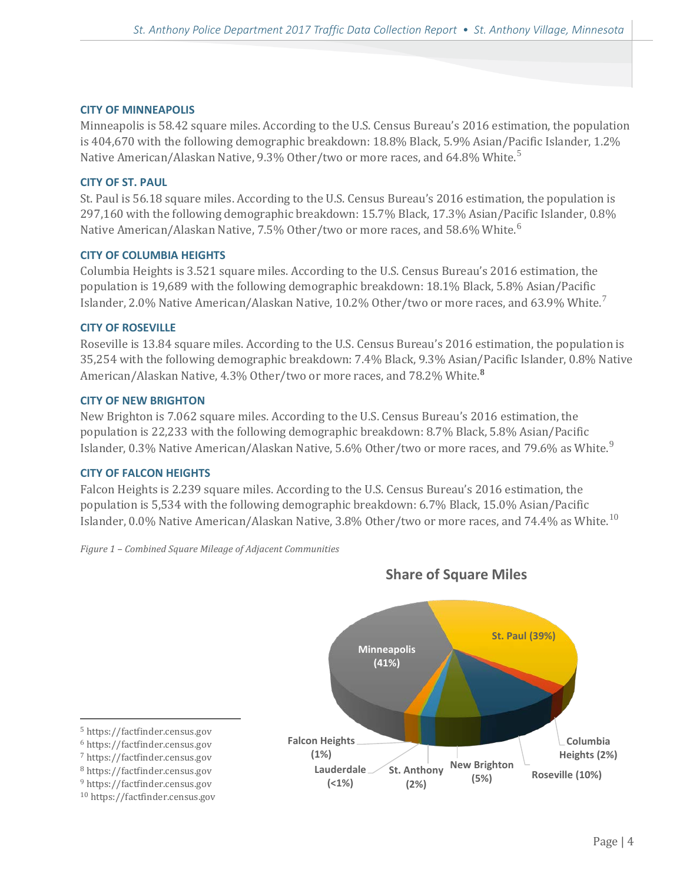### CITY OF MINNEAPOLIS

Minneapolis is 58.42 square miles. According to the U.S. Census Bureau's 2016 estimation, the population is 404,670 with the following demographic breakdown: 18.8% Black, 5.9% Asian/Pacific Islander, 1.2% Native American/Alaskan Native, 9.3% Other/two or more races, and 64.8% White.[5]

### CITY OF ST. PAUL

St. Paul is 56.18 square miles. According to the U.S. Census Bureau's 2016 estimation, the population is 297,160 with the following demographic breakdown: 15.7% Black, 17.3% Asian/Pacific Islander, 0.8% Native American/Alaskan Native, 7.5% Other/two or more races, and 58.6% White.[6]

### CITY OF COLUMBIA HEIGHTS

Columbia Heights is 3.521 square miles. According to the U.S. Census Bureau's 2016 estimation, the population is 19,689 with the following demographic breakdown: 18.1% Black, 5.8% Asian/Pacific Islander, 2.0% Native American/Alaskan Native, 10.2% Other/two or more races, and 63.9% White.[7]

### CITY OF ROSEVILLE

Roseville is 13.84 square miles. According to the U.S. Census Bureau's 2016 estimation, the population is 35,254 with the following demographic breakdown: 7.4% Black, 9.3% Asian/Pacific Islander, 0.8% Native American/Alaskan Native, 4.3% Other/two or more races, and 78.2% White.[8]

### CITY OF NEW BRIGHTON

New Brighton is 7.062 square miles. According to the U.S. Census Bureau's 2016 estimation, the population is 22,233 with the following demographic breakdown: 8.7% Black, 5.8% Asian/Pacific Islander, 0.3% Native American/Alaskan Native, 5.6% Other/two or more races, and 79.6% as White.[9]

### CITY OF FALCON HEIGHTS

Falcon Heights is 2.239 square miles. According to the U.S. Census Bureau's 2016 estimation, the population is 5,534 with the following demographic breakdown: 6.7% Black, 15.0% Asian/Pacific Islander, 0.0% Native American/Alaskan Native, 3.8% Other/two or more races, and 74.4% as White.[10]

*Figure 1 – Combined Square Mileage of Adjacent Communities*

**Share of Square Miles**

| Community | Share |
|---|---|
| Minneapolis | 41% |
| St. Paul | 39% |
| Columbia Heights | 2% |
| Roseville | 10% |
| New Brighton | 5% |
| St. Anthony | 2% |
| Lauderdale | <1% |
| Falcon Heights | 1% |

[5] https://factfinder.census.gov
[6] https://factfinder.census.gov
[7] https://factfinder.census.gov
[8] https://factfinder.census.gov
[9] https://factfinder.census.gov
[10] https://factfinder.census.gov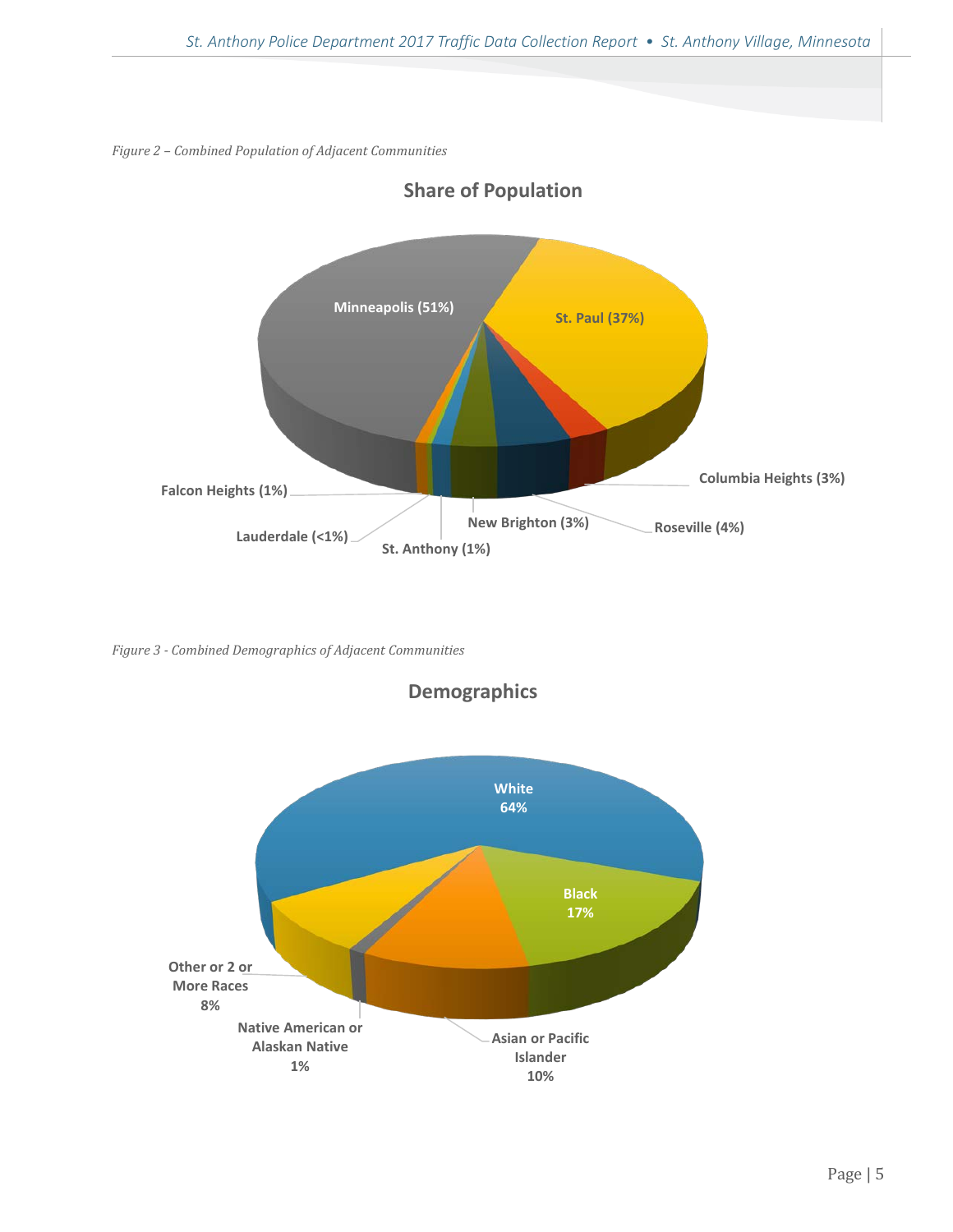*Figure 2 – Combined Population of Adjacent Communities*

**Share of Population**

- Minneapolis (51%)
- St. Paul (37%)
- Columbia Heights (3%)
- Roseville (4%)
- New Brighton (3%)
- St. Anthony (1%)
- Lauderdale (<1%)
- Falcon Heights (1%)

*Figure 3 - Combined Demographics of Adjacent Communities*

**Demographics**

- White 64%
- Black 17%
- Asian or Pacific Islander 10%
- Native American or Alaskan Native 1%
- Other or 2 or More Races 8%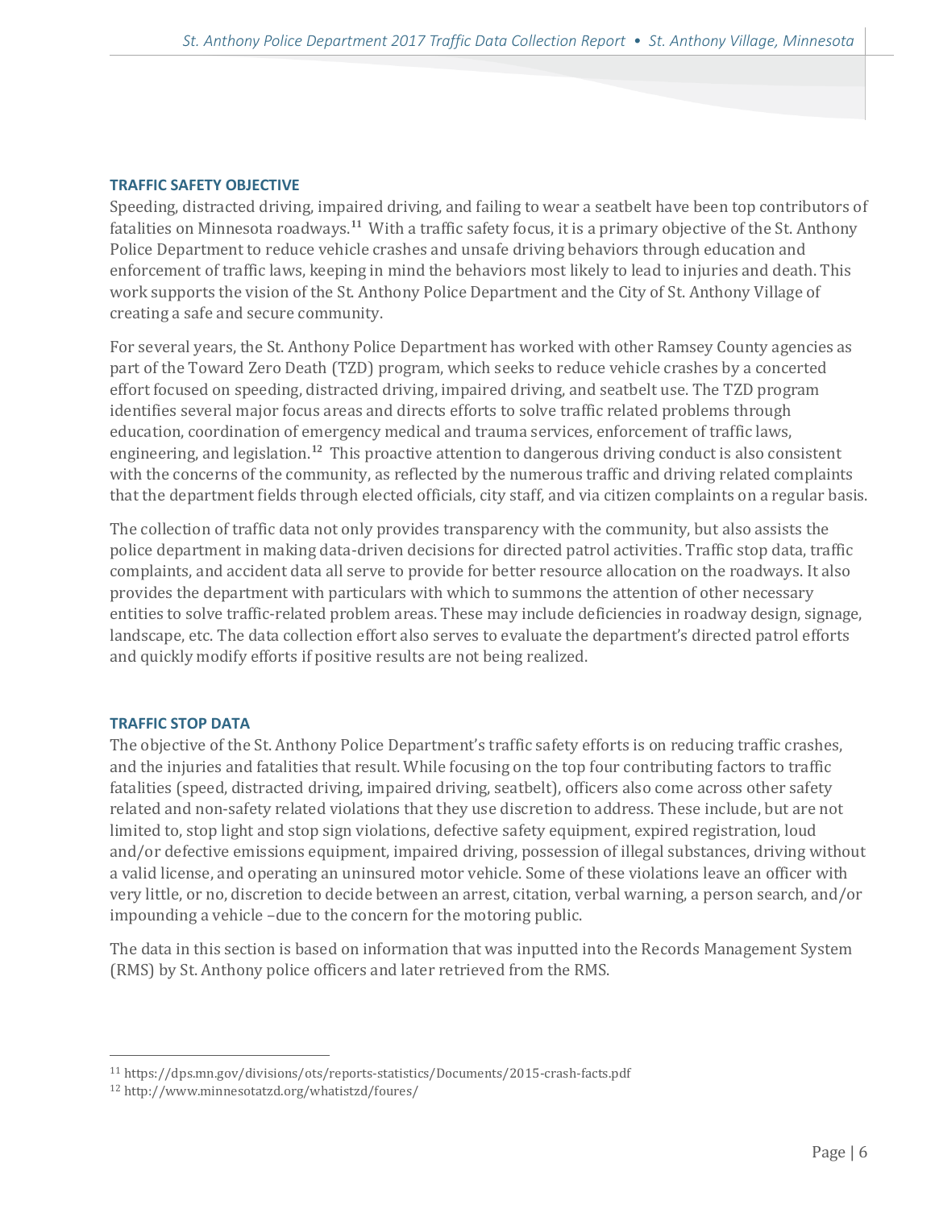## TRAFFIC SAFETY OBJECTIVE

Speeding, distracted driving, impaired driving, and failing to wear a seatbelt have been top contributors of fatalities on Minnesota roadways.[11] With a traffic safety focus, it is a primary objective of the St. Anthony Police Department to reduce vehicle crashes and unsafe driving behaviors through education and enforcement of traffic laws, keeping in mind the behaviors most likely to lead to injuries and death. This work supports the vision of the St. Anthony Police Department and the City of St. Anthony Village of creating a safe and secure community.

For several years, the St. Anthony Police Department has worked with other Ramsey County agencies as part of the Toward Zero Death (TZD) program, which seeks to reduce vehicle crashes by a concerted effort focused on speeding, distracted driving, impaired driving, and seatbelt use. The TZD program identifies several major focus areas and directs efforts to solve traffic related problems through education, coordination of emergency medical and trauma services, enforcement of traffic laws, engineering, and legislation.[12] This proactive attention to dangerous driving conduct is also consistent with the concerns of the community, as reflected by the numerous traffic and driving related complaints that the department fields through elected officials, city staff, and via citizen complaints on a regular basis.

The collection of traffic data not only provides transparency with the community, but also assists the police department in making data-driven decisions for directed patrol activities. Traffic stop data, traffic complaints, and accident data all serve to provide for better resource allocation on the roadways. It also provides the department with particulars with which to summons the attention of other necessary entities to solve traffic-related problem areas. These may include deficiencies in roadway design, signage, landscape, etc. The data collection effort also serves to evaluate the department's directed patrol efforts and quickly modify efforts if positive results are not being realized.

## TRAFFIC STOP DATA

The objective of the St. Anthony Police Department's traffic safety efforts is on reducing traffic crashes, and the injuries and fatalities that result. While focusing on the top four contributing factors to traffic fatalities (speed, distracted driving, impaired driving, seatbelt), officers also come across other safety related and non-safety related violations that they use discretion to address. These include, but are not limited to, stop light and stop sign violations, defective safety equipment, expired registration, loud and/or defective emissions equipment, impaired driving, possession of illegal substances, driving without a valid license, and operating an uninsured motor vehicle. Some of these violations leave an officer with very little, or no, discretion to decide between an arrest, citation, verbal warning, a person search, and/or impounding a vehicle –due to the concern for the motoring public.

The data in this section is based on information that was inputted into the Records Management System (RMS) by St. Anthony police officers and later retrieved from the RMS.

---

[11] https://dps.mn.gov/divisions/ots/reports-statistics/Documents/2015-crash-facts.pdf

[12] http://www.minnesotatzd.org/whatistzd/foures/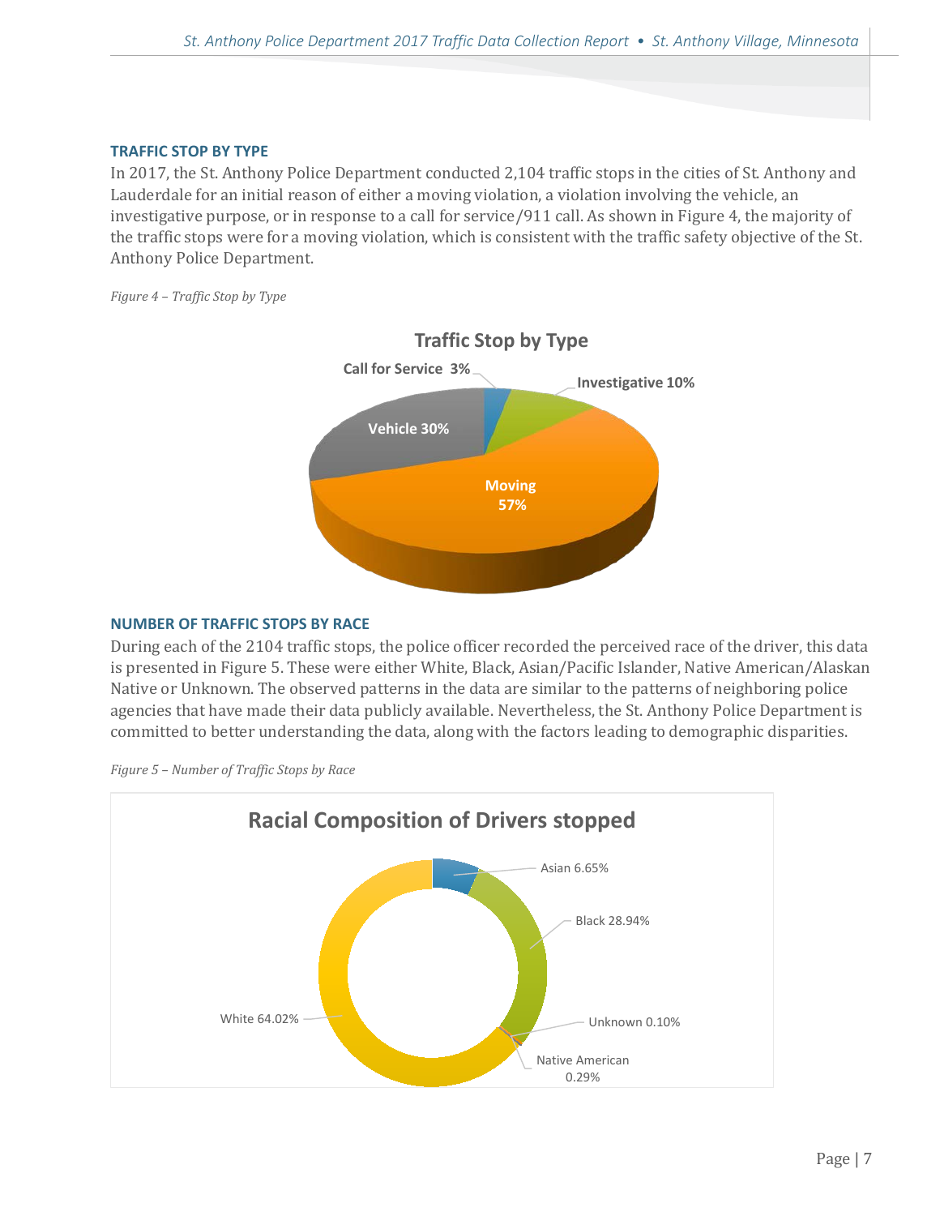### TRAFFIC STOP BY TYPE

In 2017, the St. Anthony Police Department conducted 2,104 traffic stops in the cities of St. Anthony and Lauderdale for an initial reason of either a moving violation, a violation involving the vehicle, an investigative purpose, or in response to a call for service/911 call. As shown in Figure 4, the majority of the traffic stops were for a moving violation, which is consistent with the traffic safety objective of the St. Anthony Police Department.

*Figure 4 – Traffic Stop by Type*

**Traffic Stop by Type**

| Type | Percent |
|---|---|
| Call for Service | 3% |
| Investigative | 10% |
| Moving | 57% |
| Vehicle | 30% |

### NUMBER OF TRAFFIC STOPS BY RACE

During each of the 2104 traffic stops, the police officer recorded the perceived race of the driver, this data is presented in Figure 5. These were either White, Black, Asian/Pacific Islander, Native American/Alaskan Native or Unknown. The observed patterns in the data are similar to the patterns of neighboring police agencies that have made their data publicly available. Nevertheless, the St. Anthony Police Department is committed to better understanding the data, along with the factors leading to demographic disparities.

*Figure 5 – Number of Traffic Stops by Race*

**Racial Composition of Drivers stopped**

| Race | Percent |
|---|---|
| Asian | 6.65% |
| Black | 28.94% |
| Unknown | 0.10% |
| Native American | 0.29% |
| White | 64.02% |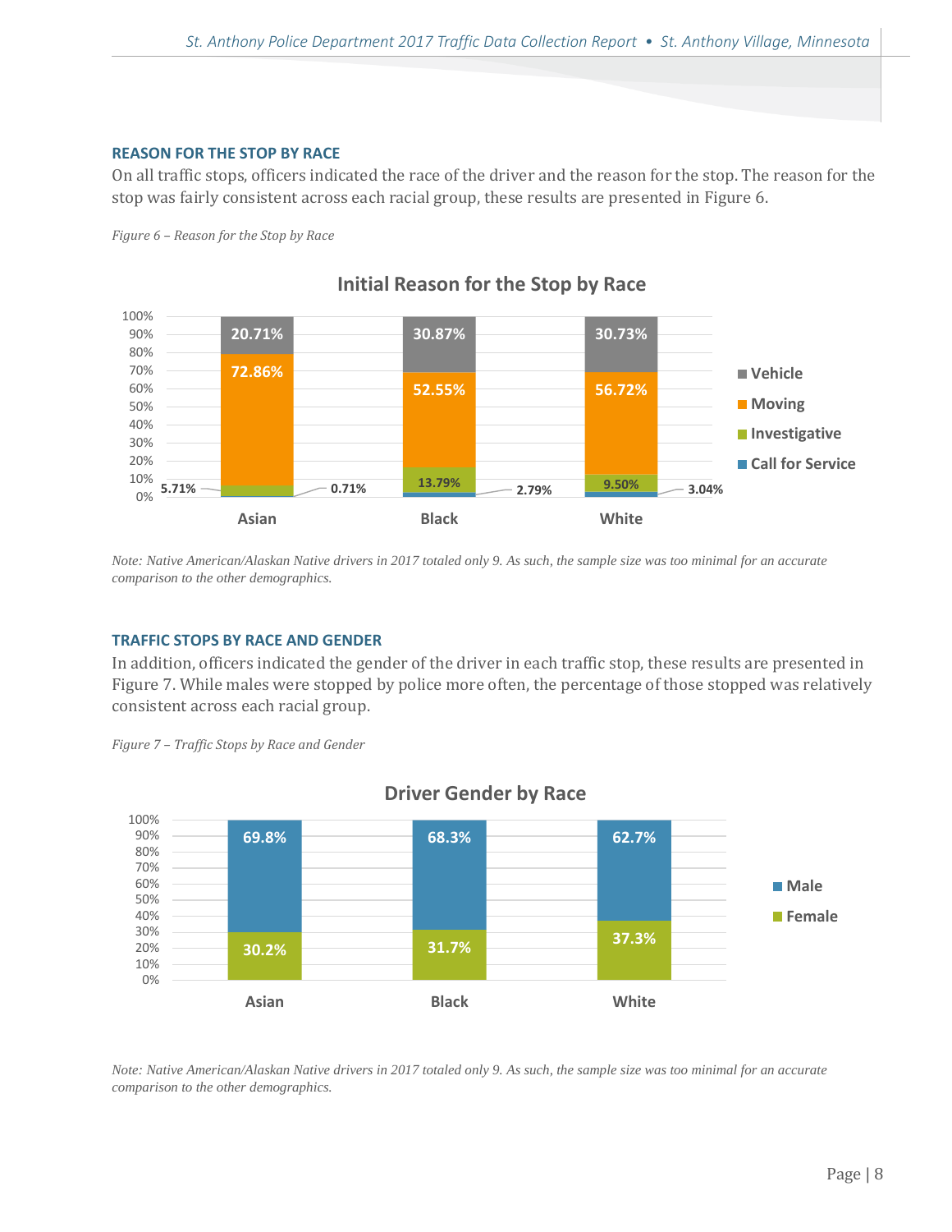### REASON FOR THE STOP BY RACE

On all traffic stops, officers indicated the race of the driver and the reason for the stop. The reason for the stop was fairly consistent across each racial group, these results are presented in Figure 6.

*Figure 6 – Reason for the Stop by Race*

**Initial Reason for the Stop by Race**

| | Asian | Black | White |
|---|---|---|---|
| Vehicle | 20.71% | 30.87% | 30.73% |
| Moving | 72.86% | 52.55% | 56.72% |
| Investigative | 5.71% | 13.79% | 9.50% |
| Call for Service | 0.71% | 2.79% | 3.04% |

*Note: Native American/Alaskan Native drivers in 2017 totaled only 9. As such, the sample size was too minimal for an accurate comparison to the other demographics.*

### TRAFFIC STOPS BY RACE AND GENDER

In addition, officers indicated the gender of the driver in each traffic stop, these results are presented in Figure 7. While males were stopped by police more often, the percentage of those stopped was relatively consistent across each racial group.

*Figure 7 – Traffic Stops by Race and Gender*

**Driver Gender by Race**

| | Asian | Black | White |
|---|---|---|---|
| Male | 69.8% | 68.3% | 62.7% |
| Female | 30.2% | 31.7% | 37.3% |

*Note: Native American/Alaskan Native drivers in 2017 totaled only 9. As such, the sample size was too minimal for an accurate comparison to the other demographics.*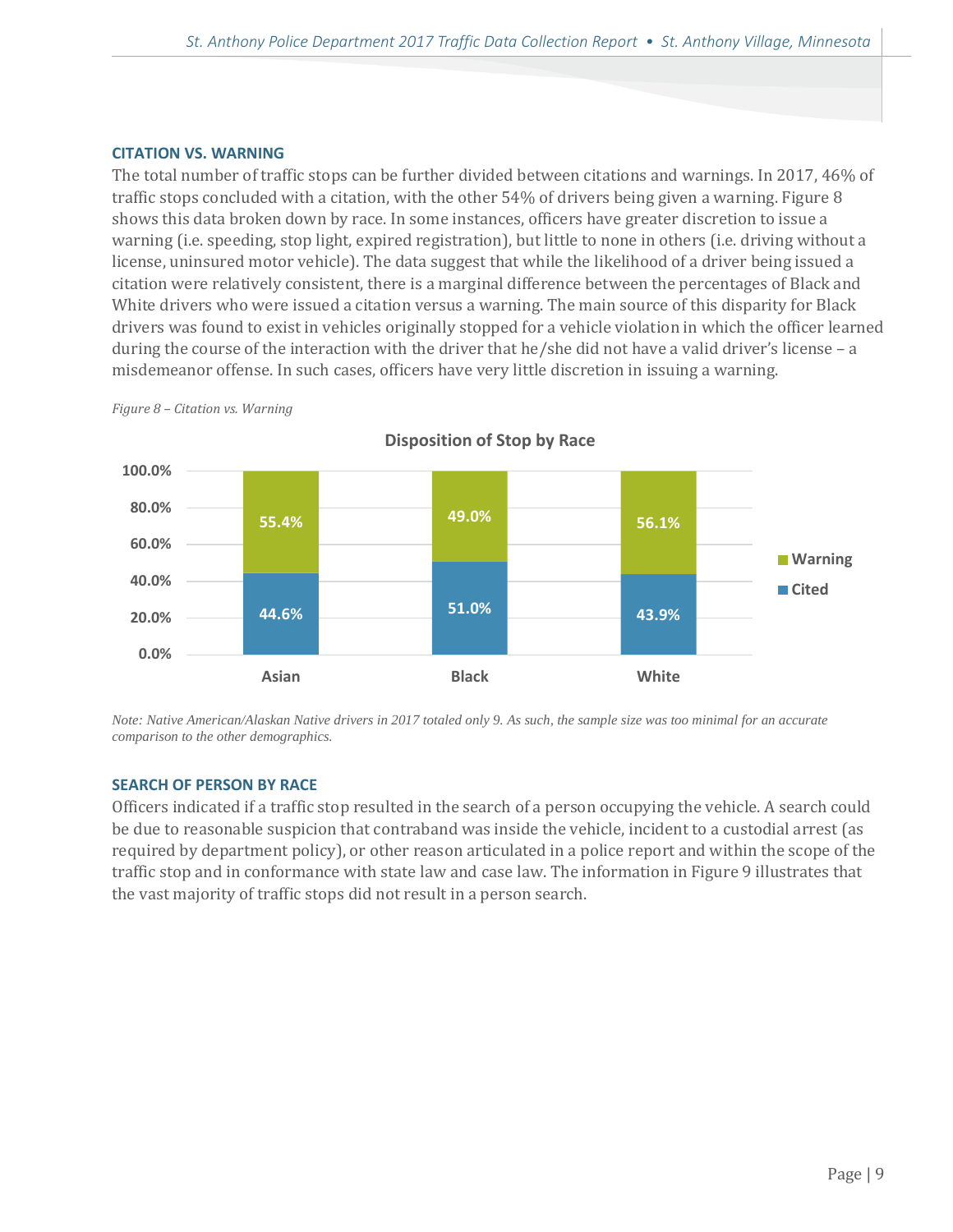## CITATION VS. WARNING

The total number of traffic stops can be further divided between citations and warnings. In 2017, 46% of traffic stops concluded with a citation, with the other 54% of drivers being given a warning. Figure 8 shows this data broken down by race. In some instances, officers have greater discretion to issue a warning (i.e. speeding, stop light, expired registration), but little to none in others (i.e. driving without a license, uninsured motor vehicle). The data suggest that while the likelihood of a driver being issued a citation were relatively consistent, there is a marginal difference between the percentages of Black and White drivers who were issued a citation versus a warning. The main source of this disparity for Black drivers was found to exist in vehicles originally stopped for a vehicle violation in which the officer learned during the course of the interaction with the driver that he/she did not have a valid driver's license – a misdemeanor offense. In such cases, officers have very little discretion in issuing a warning.

*Figure 8 – Citation vs. Warning*

**Disposition of Stop by Race**

| | Asian | Black | White |
|---|---|---|---|
| Warning | 55.4% | 49.0% | 56.1% |
| Cited | 44.6% | 51.0% | 43.9% |

*Note: Native American/Alaskan Native drivers in 2017 totaled only 9. As such, the sample size was too minimal for an accurate comparison to the other demographics.*

## SEARCH OF PERSON BY RACE

Officers indicated if a traffic stop resulted in the search of a person occupying the vehicle. A search could be due to reasonable suspicion that contraband was inside the vehicle, incident to a custodial arrest (as required by department policy), or other reason articulated in a police report and within the scope of the traffic stop and in conformance with state law and case law. The information in Figure 9 illustrates that the vast majority of traffic stops did not result in a person search.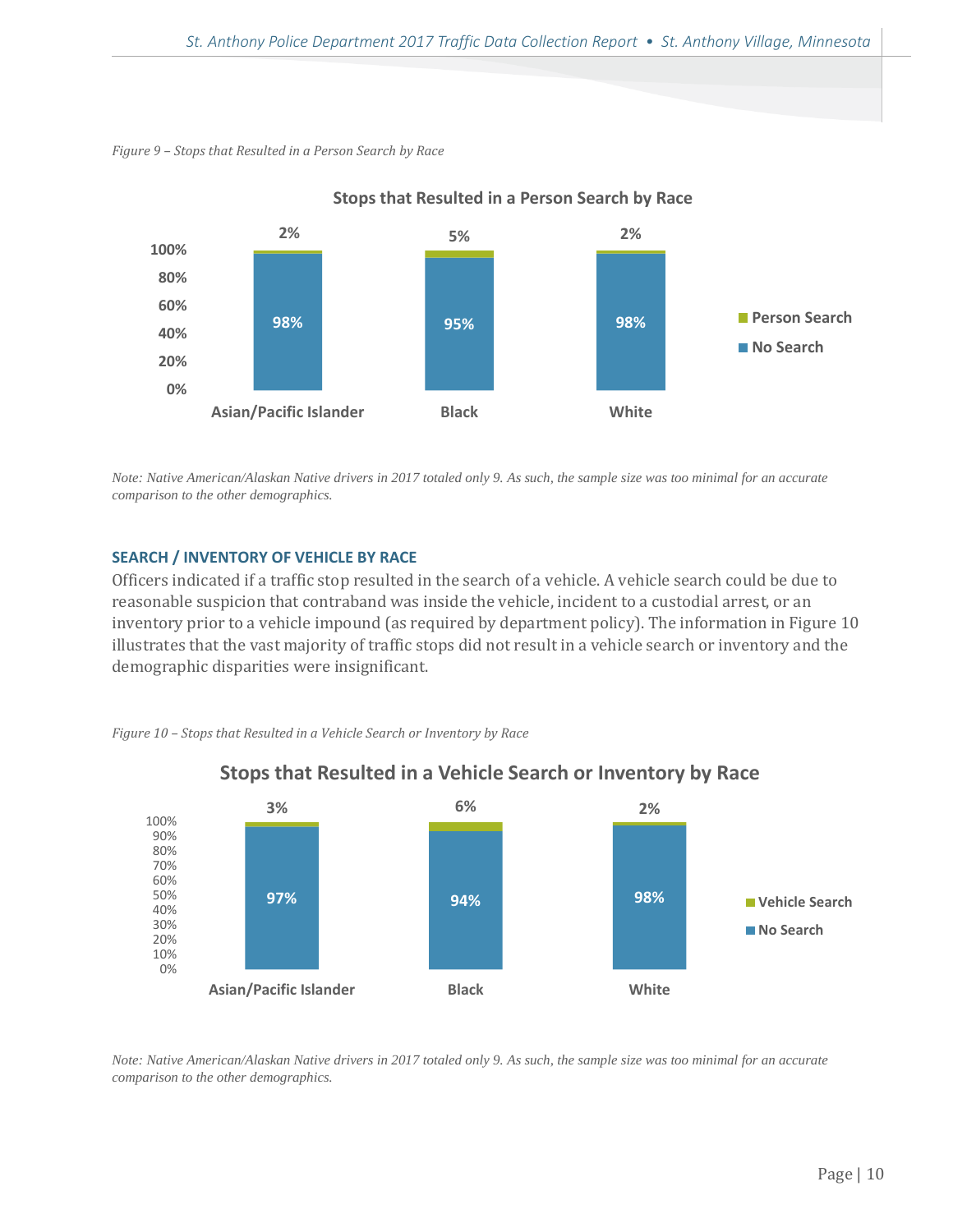*Figure 9 – Stops that Resulted in a Person Search by Race*

**Stops that Resulted in a Person Search by Race**

| | Asian/Pacific Islander | Black | White |
|---|---|---|---|
| Person Search | 2% | 5% | 2% |
| No Search | 98% | 95% | 98% |

*Note: Native American/Alaskan Native drivers in 2017 totaled only 9. As such, the sample size was too minimal for an accurate comparison to the other demographics.*

### SEARCH / INVENTORY OF VEHICLE BY RACE

Officers indicated if a traffic stop resulted in the search of a vehicle. A vehicle search could be due to reasonable suspicion that contraband was inside the vehicle, incident to a custodial arrest, or an inventory prior to a vehicle impound (as required by department policy). The information in Figure 10 illustrates that the vast majority of traffic stops did not result in a vehicle search or inventory and the demographic disparities were insignificant.

*Figure 10 – Stops that Resulted in a Vehicle Search or Inventory by Race*

**Stops that Resulted in a Vehicle Search or Inventory by Race**

| | Asian/Pacific Islander | Black | White |
|---|---|---|---|
| Vehicle Search | 3% | 6% | 2% |
| No Search | 97% | 94% | 98% |

*Note: Native American/Alaskan Native drivers in 2017 totaled only 9. As such, the sample size was too minimal for an accurate comparison to the other demographics.*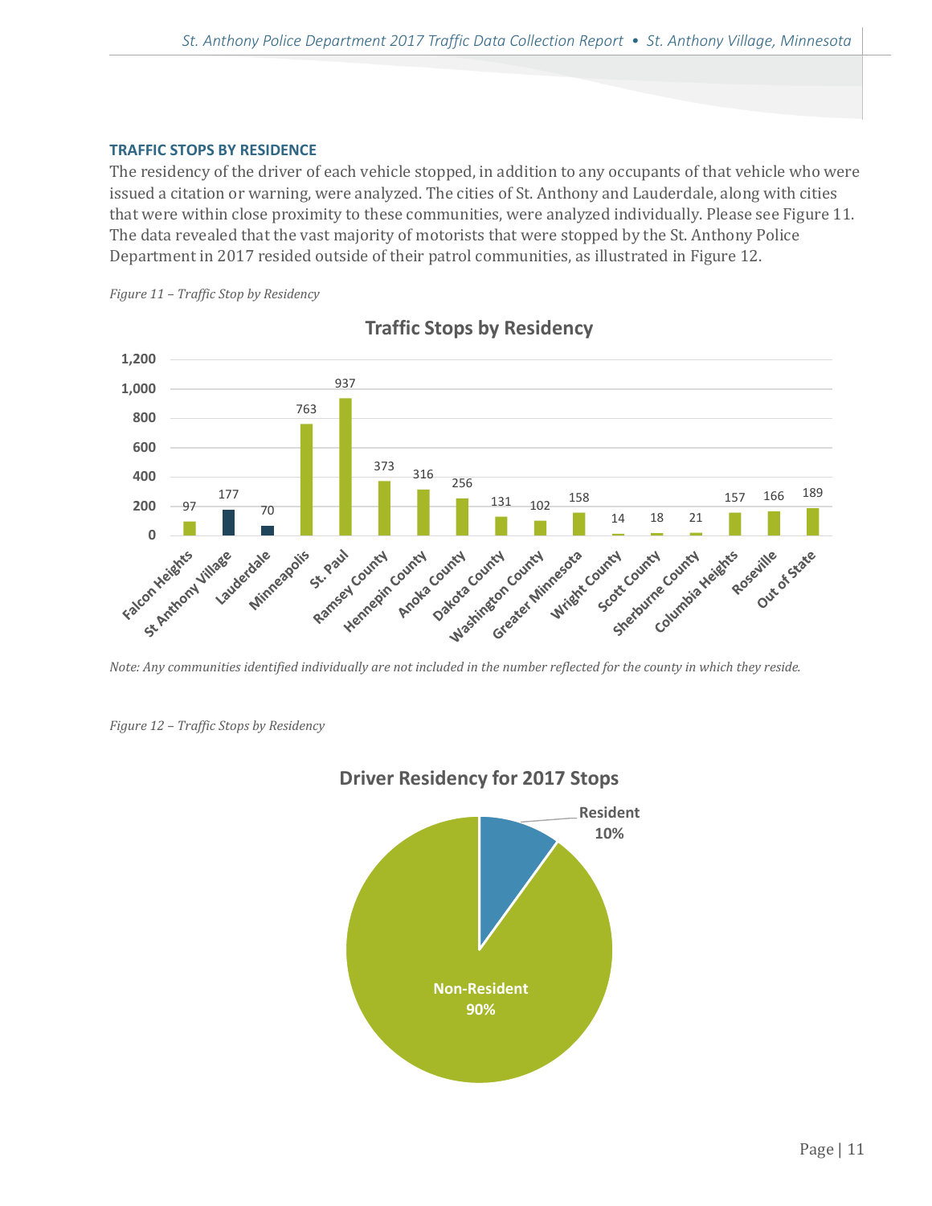### TRAFFIC STOPS BY RESIDENCE

The residency of the driver of each vehicle stopped, in addition to any occupants of that vehicle who were issued a citation or warning, were analyzed. The cities of St. Anthony and Lauderdale, along with cities that were within close proximity to these communities, were analyzed individually. Please see Figure 11. The data revealed that the vast majority of motorists that were stopped by the St. Anthony Police Department in 2017 resided outside of their patrol communities, as illustrated in Figure 12.

*Figure 11 – Traffic Stop by Residency*

**Traffic Stops by Residency**

| Residency | Traffic Stops |
|---|---|
| Falcon Heights | 97 |
| St Anthony Village | 177 |
| Lauderdale | 70 |
| Minneapolis | 763 |
| St. Paul | 937 |
| Ramsey County | 373 |
| Hennepin County | 316 |
| Anoka County | 256 |
| Dakota County | 131 |
| Washington County | 102 |
| Greater Minnesota | 158 |
| Wright County | 14 |
| Scott County | 18 |
| Sherburne County | 21 |
| Columbia Heights | 157 |
| Roseville | 166 |
| Out of State | 189 |

*Note: Any communities identified individually are not included in the number reflected for the county in which they reside.*

*Figure 12 – Traffic Stops by Residency*

**Driver Residency for 2017 Stops**

| Residency | Percent |
|---|---|
| Resident | 10% |
| Non-Resident | 90% |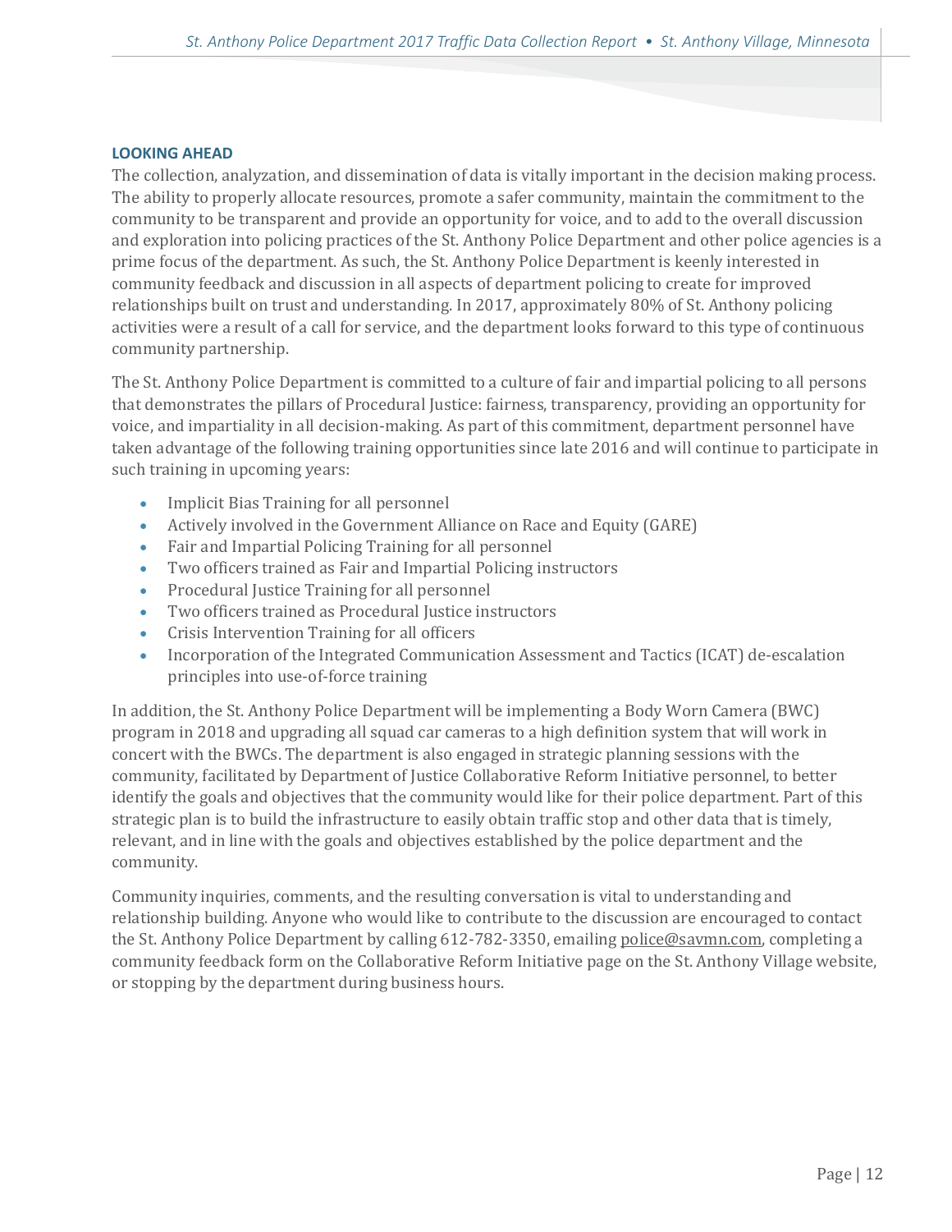## LOOKING AHEAD

The collection, analyzation, and dissemination of data is vitally important in the decision making process. The ability to properly allocate resources, promote a safer community, maintain the commitment to the community to be transparent and provide an opportunity for voice, and to add to the overall discussion and exploration into policing practices of the St. Anthony Police Department and other police agencies is a prime focus of the department. As such, the St. Anthony Police Department is keenly interested in community feedback and discussion in all aspects of department policing to create for improved relationships built on trust and understanding. In 2017, approximately 80% of St. Anthony policing activities were a result of a call for service, and the department looks forward to this type of continuous community partnership.

The St. Anthony Police Department is committed to a culture of fair and impartial policing to all persons that demonstrates the pillars of Procedural Justice: fairness, transparency, providing an opportunity for voice, and impartiality in all decision-making. As part of this commitment, department personnel have taken advantage of the following training opportunities since late 2016 and will continue to participate in such training in upcoming years:

- Implicit Bias Training for all personnel
- Actively involved in the Government Alliance on Race and Equity (GARE)
- Fair and Impartial Policing Training for all personnel
- Two officers trained as Fair and Impartial Policing instructors
- Procedural Justice Training for all personnel
- Two officers trained as Procedural Justice instructors
- Crisis Intervention Training for all officers
- Incorporation of the Integrated Communication Assessment and Tactics (ICAT) de-escalation principles into use-of-force training

In addition, the St. Anthony Police Department will be implementing a Body Worn Camera (BWC) program in 2018 and upgrading all squad car cameras to a high definition system that will work in concert with the BWCs. The department is also engaged in strategic planning sessions with the community, facilitated by Department of Justice Collaborative Reform Initiative personnel, to better identify the goals and objectives that the community would like for their police department. Part of this strategic plan is to build the infrastructure to easily obtain traffic stop and other data that is timely, relevant, and in line with the goals and objectives established by the police department and the community.

Community inquiries, comments, and the resulting conversation is vital to understanding and relationship building. Anyone who would like to contribute to the discussion are encouraged to contact the St. Anthony Police Department by calling 612-782-3350, emailing police@savmn.com, completing a community feedback form on the Collaborative Reform Initiative page on the St. Anthony Village website, or stopping by the department during business hours.